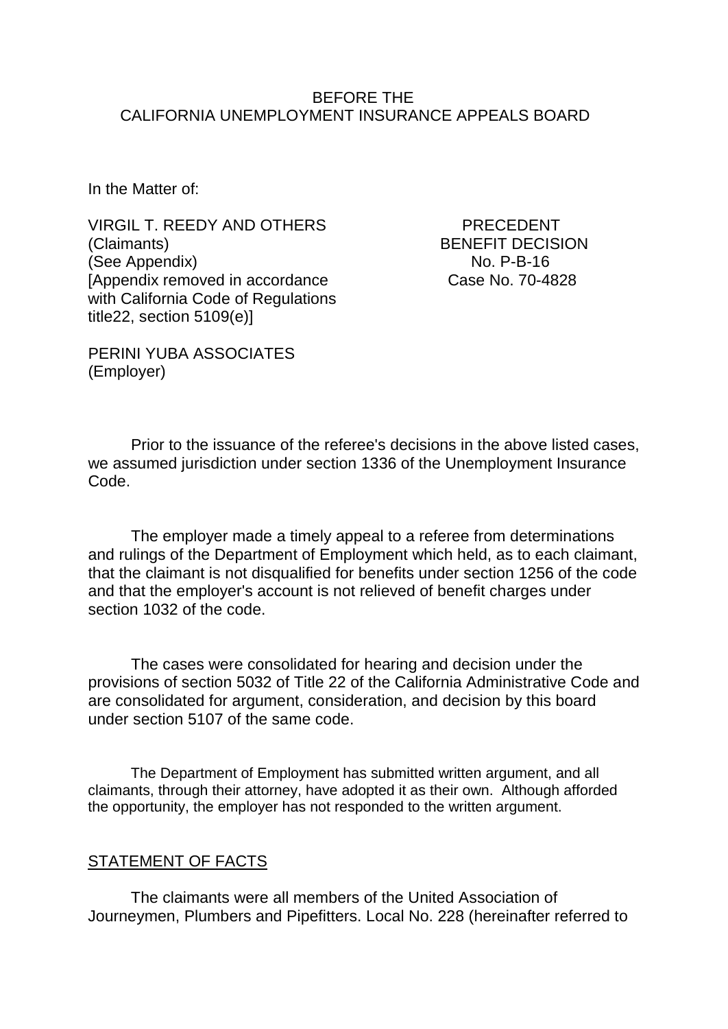BEFORE THE
CALIFORNIA UNEMPLOYMENT INSURANCE APPEALS BOARD

In the Matter of:

VIRGIL T. REEDY AND OTHERS
(Claimants)
(See Appendix)
[Appendix removed in accordance with California Code of Regulations title22, section 5109(e)]

PRECEDENT
BENEFIT DECISION
No. P-B-16
Case No. 70-4828

PERINI YUBA ASSOCIATES
(Employer)

Prior to the issuance of the referee's decisions in the above listed cases, we assumed jurisdiction under section 1336 of the Unemployment Insurance Code.

The employer made a timely appeal to a referee from determinations and rulings of the Department of Employment which held, as to each claimant, that the claimant is not disqualified for benefits under section 1256 of the code and that the employer's account is not relieved of benefit charges under section 1032 of the code.

The cases were consolidated for hearing and decision under the provisions of section 5032 of Title 22 of the California Administrative Code and are consolidated for argument, consideration, and decision by this board under section 5107 of the same code.

The Department of Employment has submitted written argument, and all claimants, through their attorney, have adopted it as their own. Although afforded the opportunity, the employer has not responded to the written argument.

## STATEMENT OF FACTS

The claimants were all members of the United Association of Journeymen, Plumbers and Pipefitters. Local No. 228 (hereinafter referred to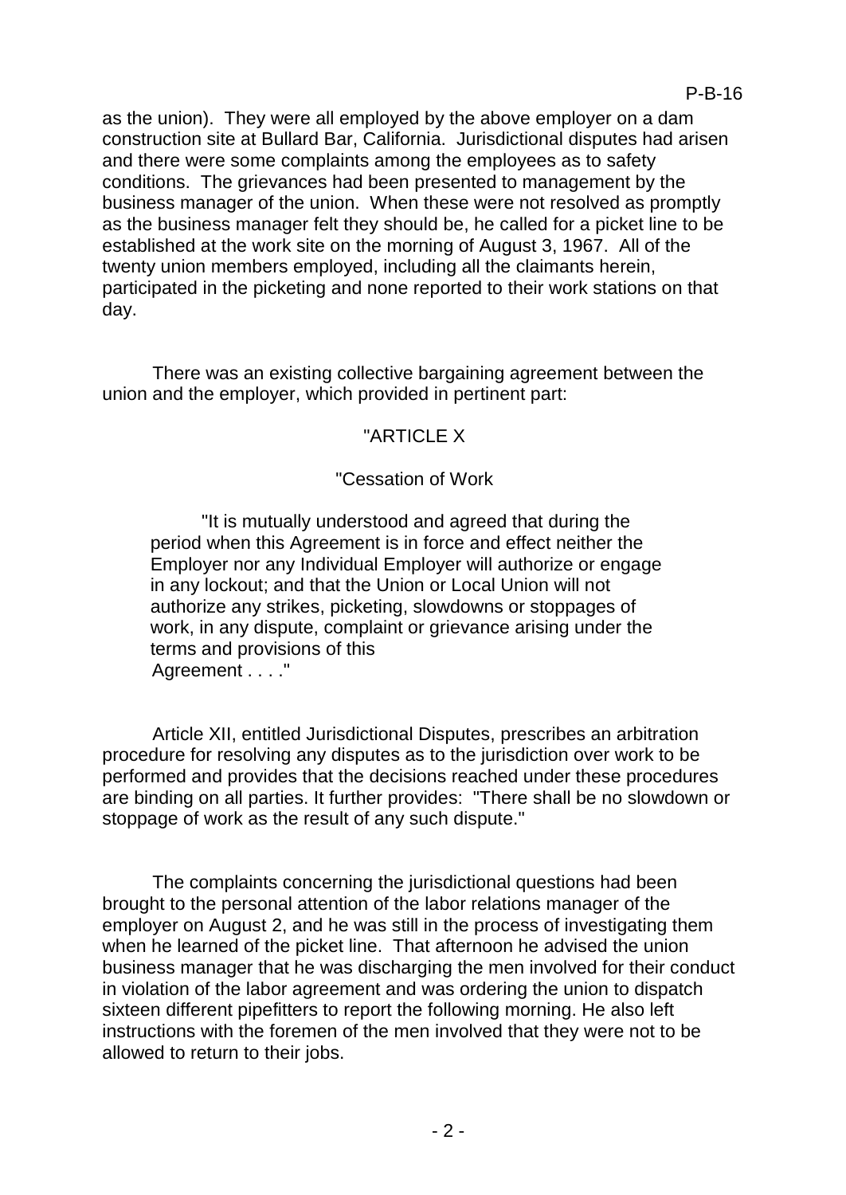as the union). They were all employed by the above employer on a dam construction site at Bullard Bar, California. Jurisdictional disputes had arisen and there were some complaints among the employees as to safety conditions. The grievances had been presented to management by the business manager of the union. When these were not resolved as promptly as the business manager felt they should be, he called for a picket line to be established at the work site on the morning of August 3, 1967. All of the twenty union members employed, including all the claimants herein, participated in the picketing and none reported to their work stations on that day.

There was an existing collective bargaining agreement between the union and the employer, which provided in pertinent part:

> "ARTICLE X
>
> "Cessation of Work
>
> "It is mutually understood and agreed that during the period when this Agreement is in force and effect neither the Employer nor any Individual Employer will authorize or engage in any lockout; and that the Union or Local Union will not authorize any strikes, picketing, slowdowns or stoppages of work, in any dispute, complaint or grievance arising under the terms and provisions of this Agreement . . . ."

Article XII, entitled Jurisdictional Disputes, prescribes an arbitration procedure for resolving any disputes as to the jurisdiction over work to be performed and provides that the decisions reached under these procedures are binding on all parties. It further provides: "There shall be no slowdown or stoppage of work as the result of any such dispute."

The complaints concerning the jurisdictional questions had been brought to the personal attention of the labor relations manager of the employer on August 2, and he was still in the process of investigating them when he learned of the picket line. That afternoon he advised the union business manager that he was discharging the men involved for their conduct in violation of the labor agreement and was ordering the union to dispatch sixteen different pipefitters to report the following morning. He also left instructions with the foremen of the men involved that they were not to be allowed to return to their jobs.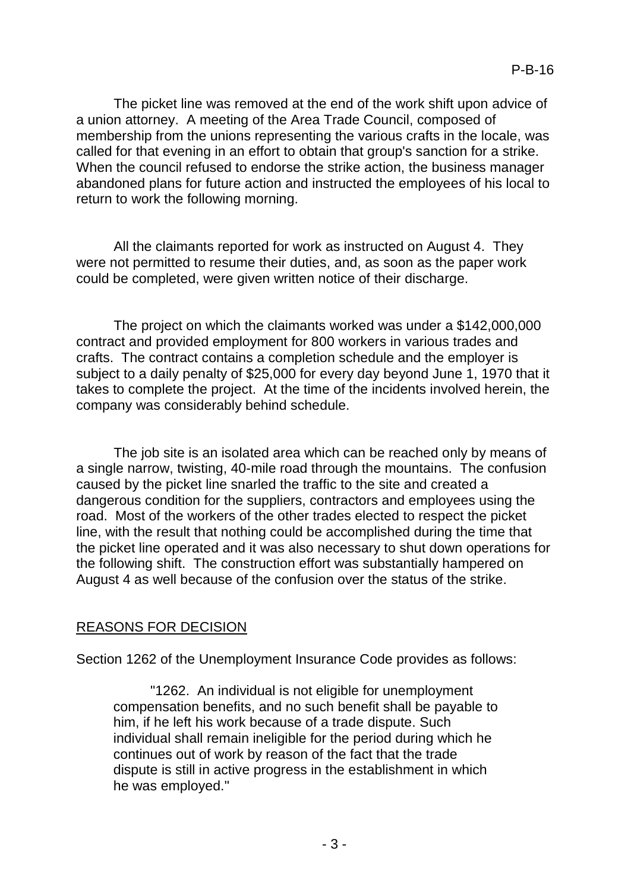The picket line was removed at the end of the work shift upon advice of a union attorney. A meeting of the Area Trade Council, composed of membership from the unions representing the various crafts in the locale, was called for that evening in an effort to obtain that group's sanction for a strike. When the council refused to endorse the strike action, the business manager abandoned plans for future action and instructed the employees of his local to return to work the following morning.

All the claimants reported for work as instructed on August 4. They were not permitted to resume their duties, and, as soon as the paper work could be completed, were given written notice of their discharge.

The project on which the claimants worked was under a $142,000,000 contract and provided employment for 800 workers in various trades and crafts. The contract contains a completion schedule and the employer is subject to a daily penalty of $25,000 for every day beyond June 1, 1970 that it takes to complete the project. At the time of the incidents involved herein, the company was considerably behind schedule.

The job site is an isolated area which can be reached only by means of a single narrow, twisting, 40-mile road through the mountains. The confusion caused by the picket line snarled the traffic to the site and created a dangerous condition for the suppliers, contractors and employees using the road. Most of the workers of the other trades elected to respect the picket line, with the result that nothing could be accomplished during the time that the picket line operated and it was also necessary to shut down operations for the following shift. The construction effort was substantially hampered on August 4 as well because of the confusion over the status of the strike.

## REASONS FOR DECISION

Section 1262 of the Unemployment Insurance Code provides as follows:

> "1262. An individual is not eligible for unemployment compensation benefits, and no such benefit shall be payable to him, if he left his work because of a trade dispute. Such individual shall remain ineligible for the period during which he continues out of work by reason of the fact that the trade dispute is still in active progress in the establishment in which he was employed."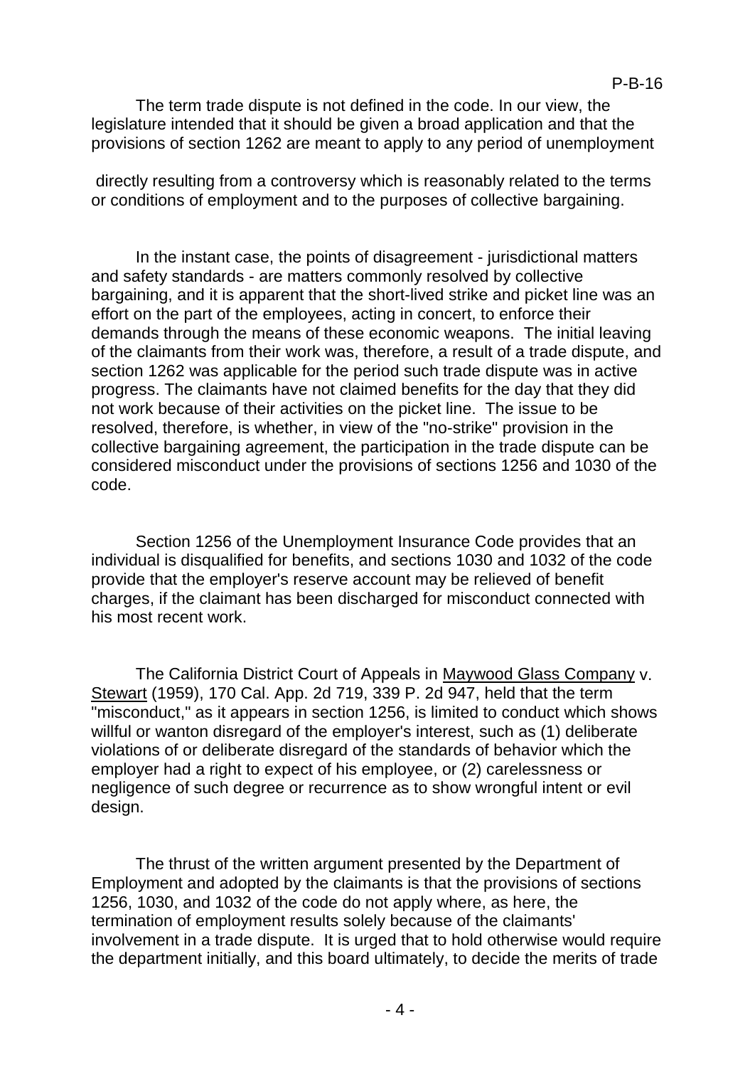The term trade dispute is not defined in the code. In our view, the legislature intended that it should be given a broad application and that the provisions of section 1262 are meant to apply to any period of unemployment directly resulting from a controversy which is reasonably related to the terms or conditions of employment and to the purposes of collective bargaining.

In the instant case, the points of disagreement - jurisdictional matters and safety standards - are matters commonly resolved by collective bargaining, and it is apparent that the short-lived strike and picket line was an effort on the part of the employees, acting in concert, to enforce their demands through the means of these economic weapons. The initial leaving of the claimants from their work was, therefore, a result of a trade dispute, and section 1262 was applicable for the period such trade dispute was in active progress. The claimants have not claimed benefits for the day that they did not work because of their activities on the picket line. The issue to be resolved, therefore, is whether, in view of the "no-strike" provision in the collective bargaining agreement, the participation in the trade dispute can be considered misconduct under the provisions of sections 1256 and 1030 of the code.

Section 1256 of the Unemployment Insurance Code provides that an individual is disqualified for benefits, and sections 1030 and 1032 of the code provide that the employer's reserve account may be relieved of benefit charges, if the claimant has been discharged for misconduct connected with his most recent work.

The California District Court of Appeals in Maywood Glass Company v. Stewart (1959), 170 Cal. App. 2d 719, 339 P. 2d 947, held that the term "misconduct," as it appears in section 1256, is limited to conduct which shows willful or wanton disregard of the employer's interest, such as (1) deliberate violations of or deliberate disregard of the standards of behavior which the employer had a right to expect of his employee, or (2) carelessness or negligence of such degree or recurrence as to show wrongful intent or evil design.

The thrust of the written argument presented by the Department of Employment and adopted by the claimants is that the provisions of sections 1256, 1030, and 1032 of the code do not apply where, as here, the termination of employment results solely because of the claimants' involvement in a trade dispute. It is urged that to hold otherwise would require the department initially, and this board ultimately, to decide the merits of trade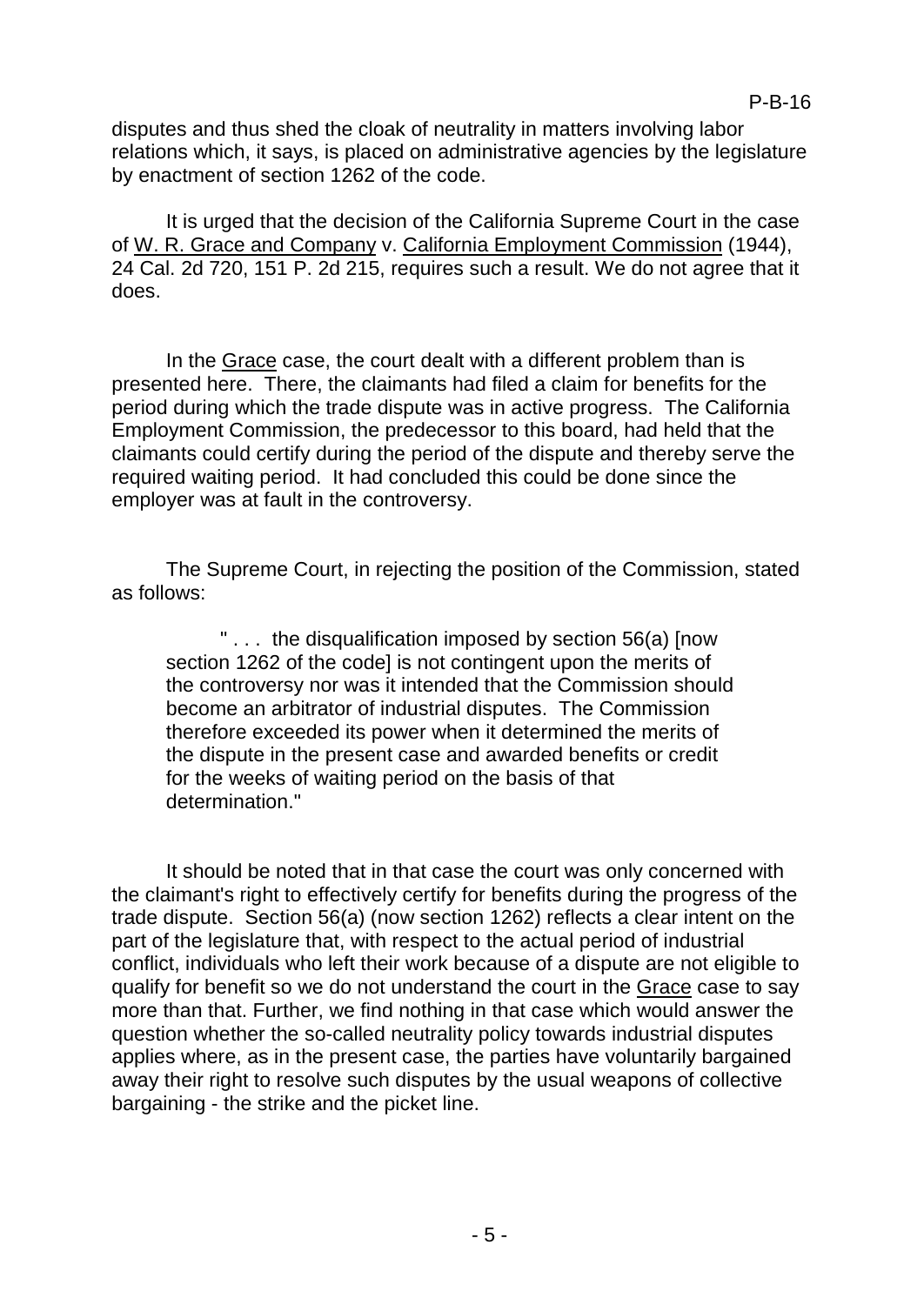disputes and thus shed the cloak of neutrality in matters involving labor relations which, it says, is placed on administrative agencies by the legislature by enactment of section 1262 of the code.

It is urged that the decision of the California Supreme Court in the case of W. R. Grace and Company v. California Employment Commission (1944), 24 Cal. 2d 720, 151 P. 2d 215, requires such a result. We do not agree that it does.

In the Grace case, the court dealt with a different problem than is presented here. There, the claimants had filed a claim for benefits for the period during which the trade dispute was in active progress. The California Employment Commission, the predecessor to this board, had held that the claimants could certify during the period of the dispute and thereby serve the required waiting period. It had concluded this could be done since the employer was at fault in the controversy.

The Supreme Court, in rejecting the position of the Commission, stated as follows:

> " . . . the disqualification imposed by section 56(a) [now section 1262 of the code] is not contingent upon the merits of the controversy nor was it intended that the Commission should become an arbitrator of industrial disputes. The Commission therefore exceeded its power when it determined the merits of the dispute in the present case and awarded benefits or credit for the weeks of waiting period on the basis of that determination."

It should be noted that in that case the court was only concerned with the claimant's right to effectively certify for benefits during the progress of the trade dispute. Section 56(a) (now section 1262) reflects a clear intent on the part of the legislature that, with respect to the actual period of industrial conflict, individuals who left their work because of a dispute are not eligible to qualify for benefit so we do not understand the court in the Grace case to say more than that. Further, we find nothing in that case which would answer the question whether the so-called neutrality policy towards industrial disputes applies where, as in the present case, the parties have voluntarily bargained away their right to resolve such disputes by the usual weapons of collective bargaining - the strike and the picket line.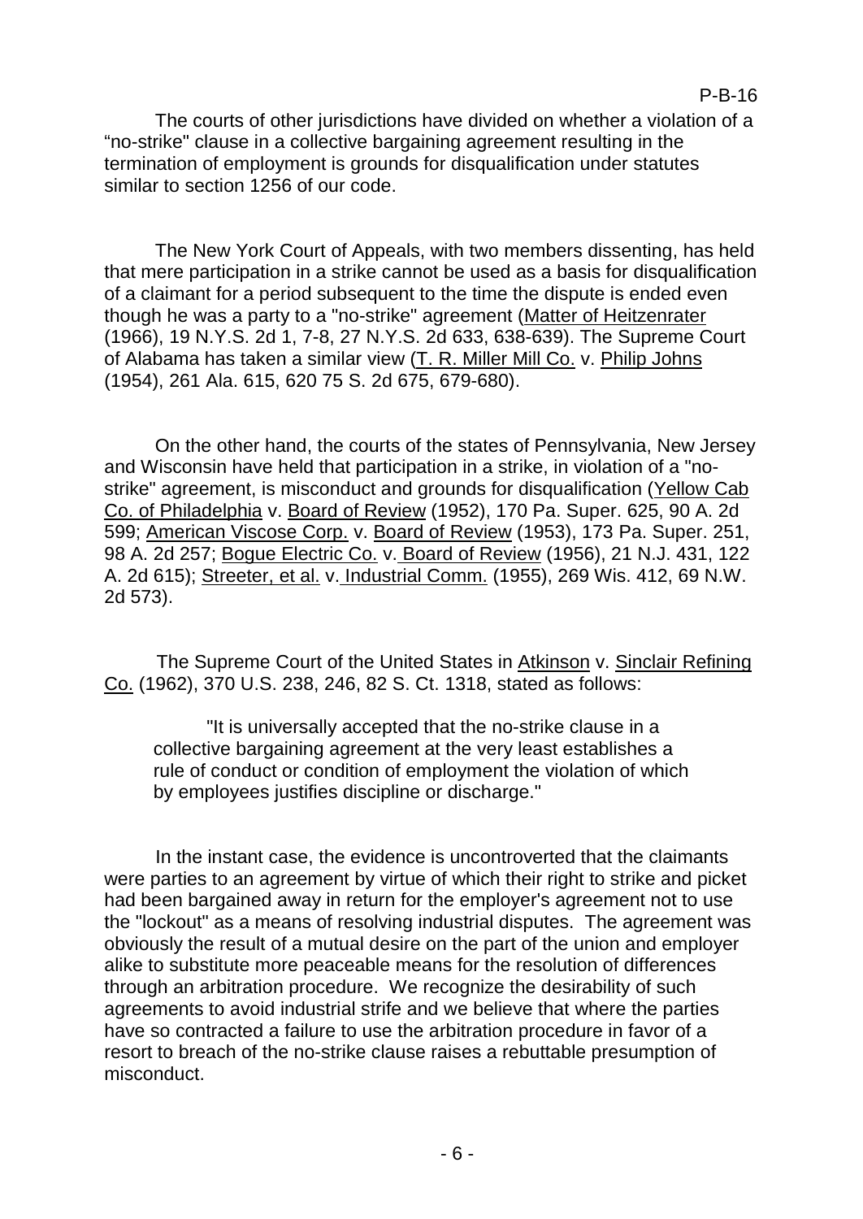The courts of other jurisdictions have divided on whether a violation of a "no-strike" clause in a collective bargaining agreement resulting in the termination of employment is grounds for disqualification under statutes similar to section 1256 of our code.

The New York Court of Appeals, with two members dissenting, has held that mere participation in a strike cannot be used as a basis for disqualification of a claimant for a period subsequent to the time the dispute is ended even though he was a party to a "no-strike" agreement (Matter of Heitzenrater (1966), 19 N.Y.S. 2d 1, 7-8, 27 N.Y.S. 2d 633, 638-639). The Supreme Court of Alabama has taken a similar view (T. R. Miller Mill Co. v. Philip Johns (1954), 261 Ala. 615, 620 75 S. 2d 675, 679-680).

On the other hand, the courts of the states of Pennsylvania, New Jersey and Wisconsin have held that participation in a strike, in violation of a "no-strike" agreement, is misconduct and grounds for disqualification (Yellow Cab Co. of Philadelphia v. Board of Review (1952), 170 Pa. Super. 625, 90 A. 2d 599; American Viscose Corp. v. Board of Review (1953), 173 Pa. Super. 251, 98 A. 2d 257; Bogue Electric Co. v. Board of Review (1956), 21 N.J. 431, 122 A. 2d 615); Streeter, et al. v. Industrial Comm. (1955), 269 Wis. 412, 69 N.W. 2d 573).

The Supreme Court of the United States in Atkinson v. Sinclair Refining Co. (1962), 370 U.S. 238, 246, 82 S. Ct. 1318, stated as follows:

> "It is universally accepted that the no-strike clause in a collective bargaining agreement at the very least establishes a rule of conduct or condition of employment the violation of which by employees justifies discipline or discharge."

In the instant case, the evidence is uncontroverted that the claimants were parties to an agreement by virtue of which their right to strike and picket had been bargained away in return for the employer's agreement not to use the "lockout" as a means of resolving industrial disputes. The agreement was obviously the result of a mutual desire on the part of the union and employer alike to substitute more peaceable means for the resolution of differences through an arbitration procedure. We recognize the desirability of such agreements to avoid industrial strife and we believe that where the parties have so contracted a failure to use the arbitration procedure in favor of a resort to breach of the no-strike clause raises a rebuttable presumption of misconduct.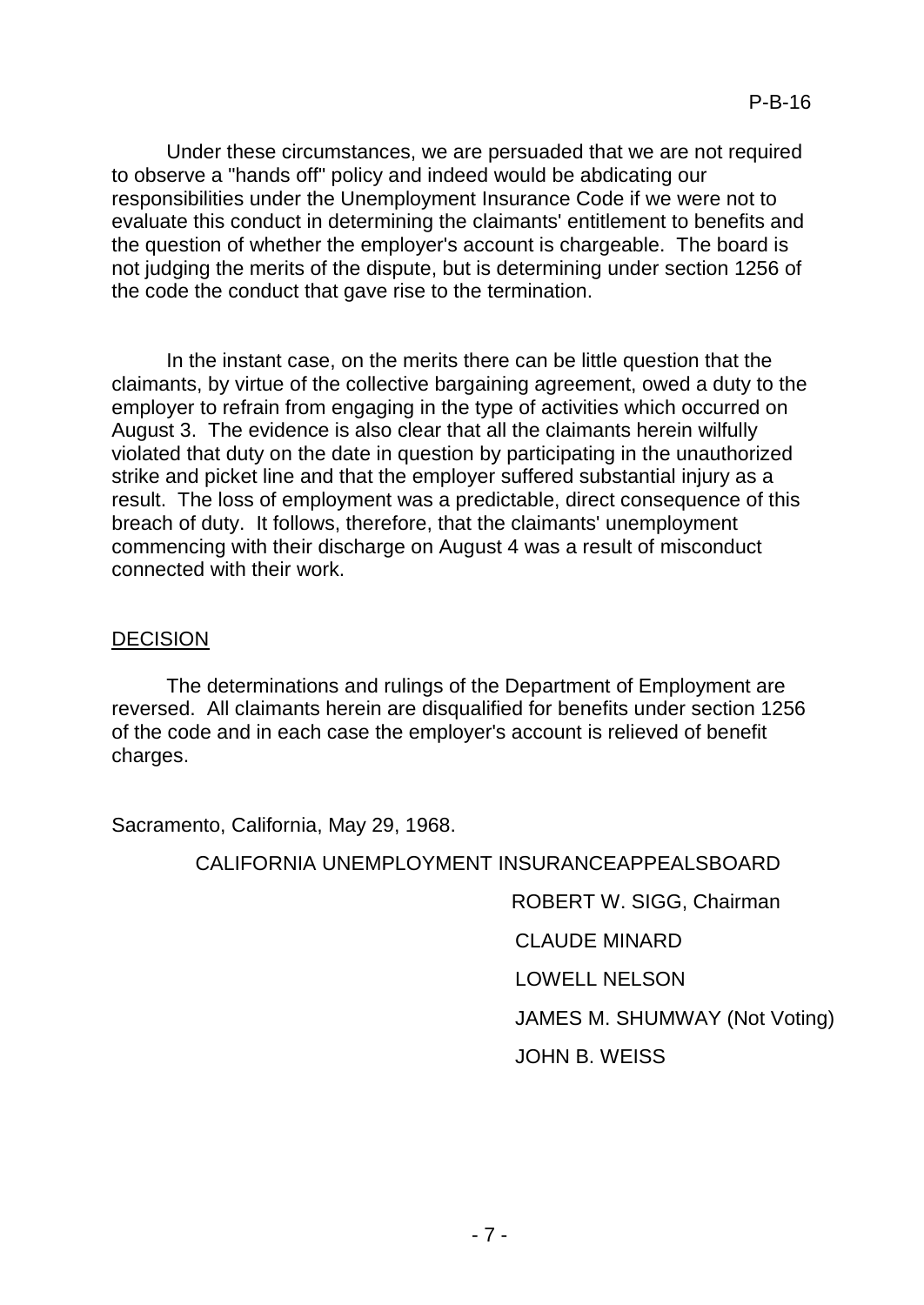Under these circumstances, we are persuaded that we are not required to observe a "hands off" policy and indeed would be abdicating our responsibilities under the Unemployment Insurance Code if we were not to evaluate this conduct in determining the claimants' entitlement to benefits and the question of whether the employer's account is chargeable. The board is not judging the merits of the dispute, but is determining under section 1256 of the code the conduct that gave rise to the termination.

In the instant case, on the merits there can be little question that the claimants, by virtue of the collective bargaining agreement, owed a duty to the employer to refrain from engaging in the type of activities which occurred on August 3. The evidence is also clear that all the claimants herein wilfully violated that duty on the date in question by participating in the unauthorized strike and picket line and that the employer suffered substantial injury as a result. The loss of employment was a predictable, direct consequence of this breach of duty. It follows, therefore, that the claimants' unemployment commencing with their discharge on August 4 was a result of misconduct connected with their work.

## DECISION

The determinations and rulings of the Department of Employment are reversed. All claimants herein are disqualified for benefits under section 1256 of the code and in each case the employer's account is relieved of benefit charges.

Sacramento, California, May 29, 1968.

CALIFORNIA UNEMPLOYMENT INSURANCEAPPEALSBOARD

ROBERT W. SIGG, Chairman

CLAUDE MINARD

LOWELL NELSON

JAMES M. SHUMWAY (Not Voting)

JOHN B. WEISS